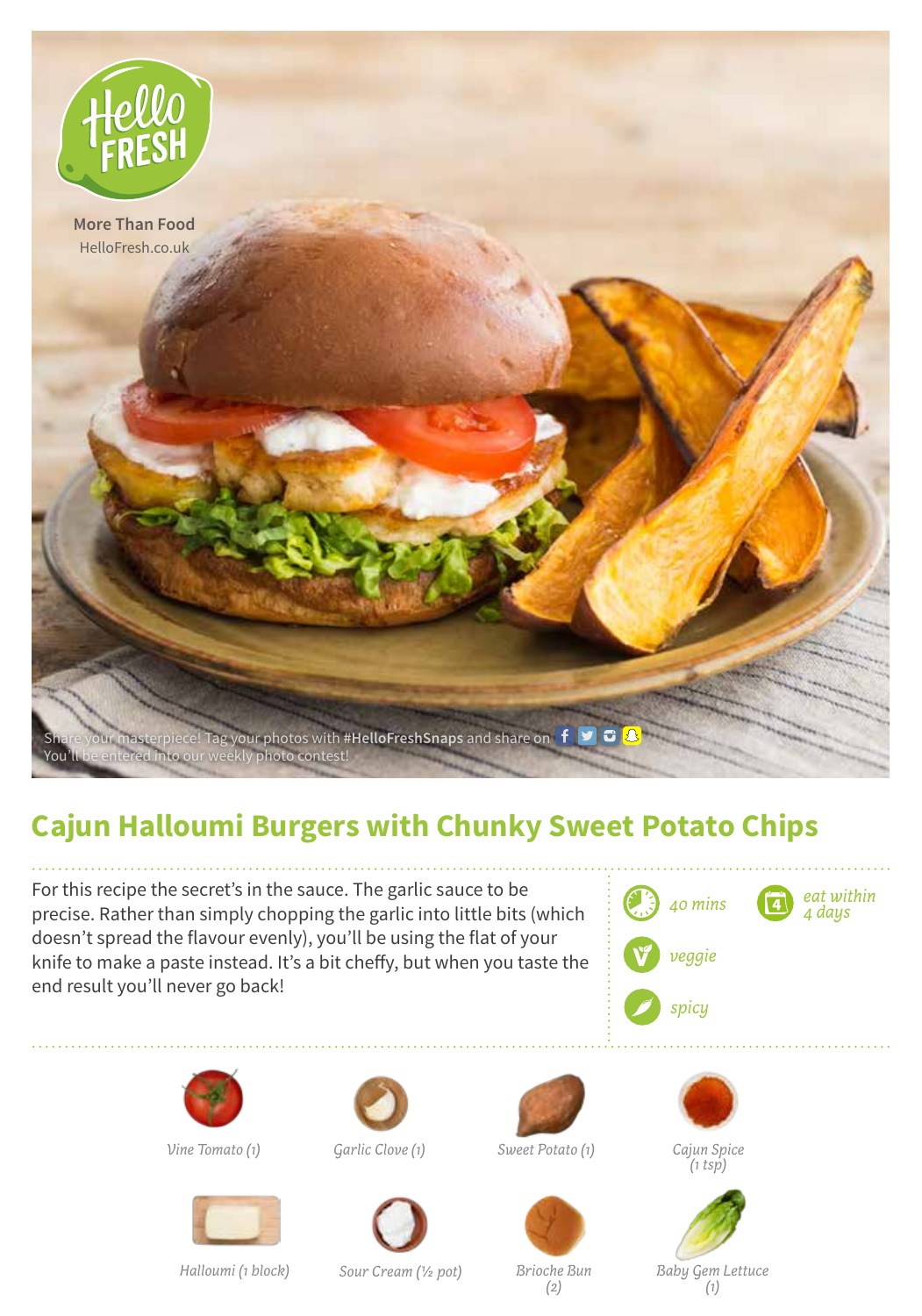More Than Food
HelloFresh.co.uk

Share your masterpiece! Tag your photos with **#HelloFreshSnaps** and share on
You'll be entered into our weekly photo contest!

# Cajun Halloumi Burgers with Chunky Sweet Potato Chips

For this recipe the secret's in the sauce. The garlic sauce to be precise. Rather than simply chopping the garlic into little bits (which doesn't spread the flavour evenly), you'll be using the flat of your knife to make a paste instead. It's a bit cheffy, but when you taste the end result you'll never go back!

*40 mins*

*eat within 4 days*

*veggie*

*spicy*

*Vine Tomato (1)*

*Garlic Clove (1)*

*Sweet Potato (1)*

*Cajun Spice (1 tsp)*

*Halloumi (1 block)*

*Sour Cream (½ pot)*

*Brioche Bun (2)*

*Baby Gem Lettuce (1)*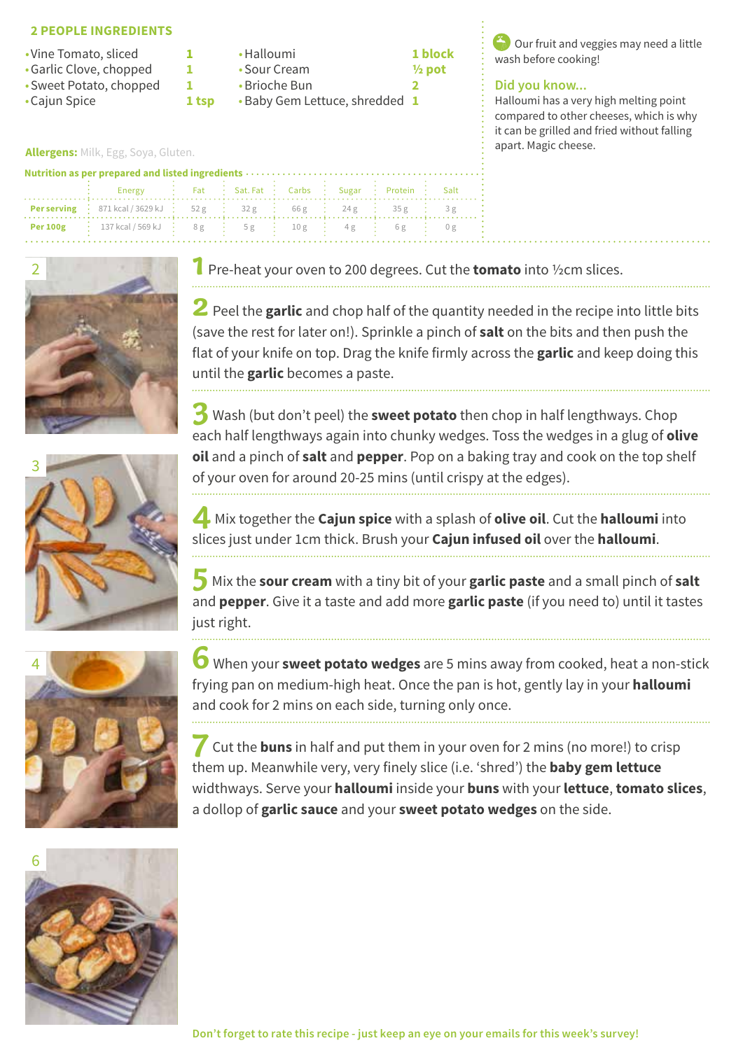## 2 PEOPLE INGREDIENTS

| | | | |
|---|---|---|---|
| • Vine Tomato, sliced | 1 | • Halloumi | 1 block |
| • Garlic Clove, chopped | 1 | • Sour Cream | ½ pot |
| • Sweet Potato, chopped | 1 | • Brioche Bun | 2 |
| • Cajun Spice | 1 tsp | • Baby Gem Lettuce, shredded | 1 |

**Allergens:** Milk, Egg, Soya, Gluten.

**Nutrition as per prepared and listed ingredients**

| | Energy | Fat | Sat. Fat | Carbs | Sugar | Protein | Salt |
|---|---|---|---|---|---|---|---|
| **Per serving** | 871 kcal / 3629 kJ | 52 g | 32 g | 66 g | 24 g | 35 g | 3 g |
| **Per 100g** | 137 kcal / 569 kJ | 8 g | 5 g | 10 g | 4 g | 6 g | 0 g |

Our fruit and veggies may need a little wash before cooking!

**Did you know...**
Halloumi has a very high melting point compared to other cheeses, which is why it can be grilled and fried without falling apart. Magic cheese.

**1** Pre-heat your oven to 200 degrees. Cut the **tomato** into ½cm slices.

**2** Peel the **garlic** and chop half of the quantity needed in the recipe into little bits (save the rest for later on!). Sprinkle a pinch of **salt** on the bits and then push the flat of your knife on top. Drag the knife firmly across the **garlic** and keep doing this until the **garlic** becomes a paste.

**3** Wash (but don't peel) the **sweet potato** then chop in half lengthways. Chop each half lengthways again into chunky wedges. Toss the wedges in a glug of **olive oil** and a pinch of **salt** and **pepper**. Pop on a baking tray and cook on the top shelf of your oven for around 20-25 mins (until crispy at the edges).

**4** Mix together the **Cajun spice** with a splash of **olive oil**. Cut the **halloumi** into slices just under 1cm thick. Brush your **Cajun infused oil** over the **halloumi**.

**5** Mix the **sour cream** with a tiny bit of your **garlic paste** and a small pinch of **salt** and **pepper**. Give it a taste and add more **garlic paste** (if you need to) until it tastes just right.

**6** When your **sweet potato wedges** are 5 mins away from cooked, heat a non-stick frying pan on medium-high heat. Once the pan is hot, gently lay in your **halloumi** and cook for 2 mins on each side, turning only once.

**7** Cut the **buns** in half and put them in your oven for 2 mins (no more!) to crisp them up. Meanwhile very, very finely slice (i.e. 'shred') the **baby gem lettuce** widthways. Serve your **halloumi** inside your **buns** with your **lettuce**, **tomato slices**, a dollop of **garlic sauce** and your **sweet potato wedges** on the side.

Don't forget to rate this recipe - just keep an eye on your emails for this week's survey!